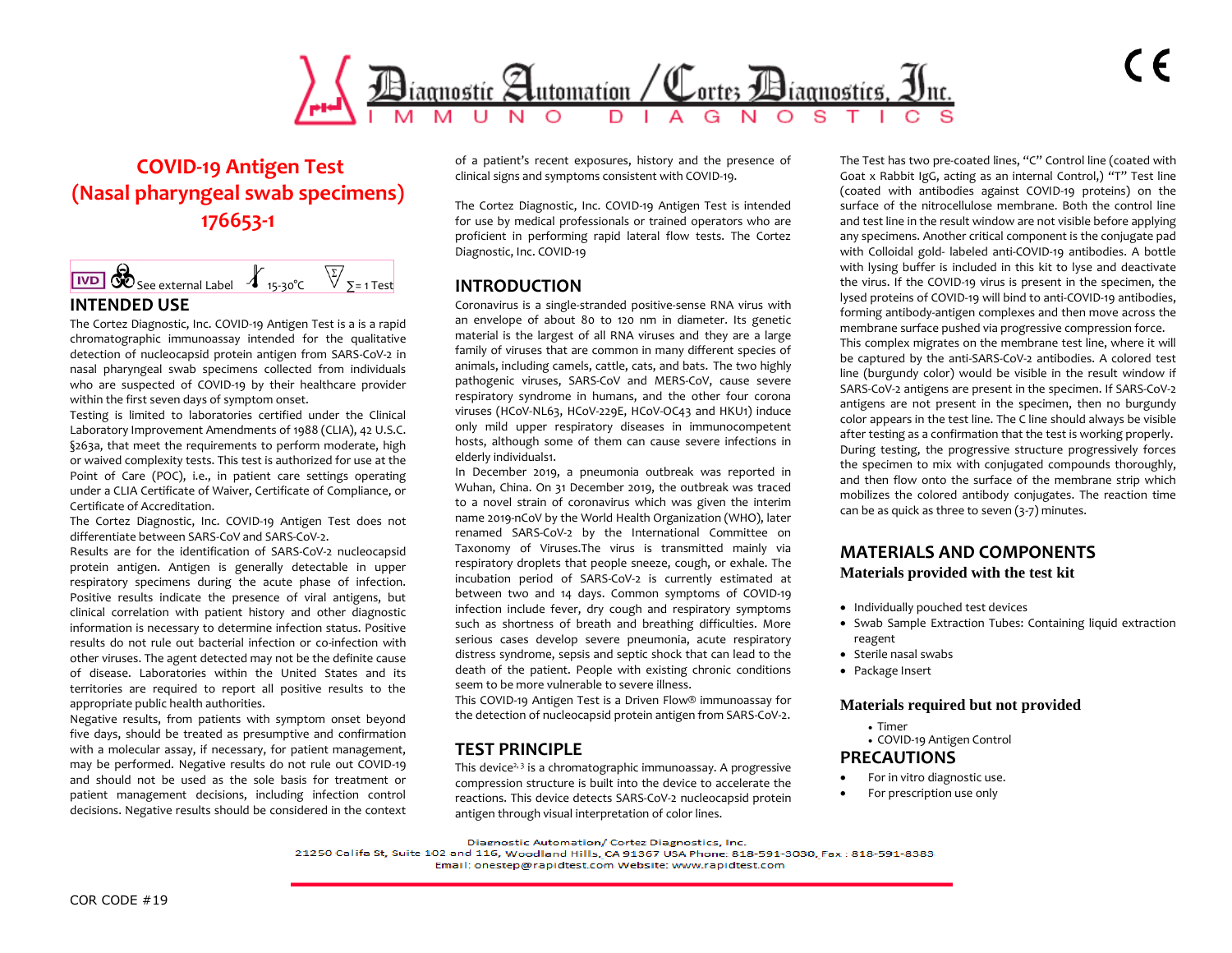# COVID-19 Antigen Test (Nasal pharyngeal swab specimens) 176653-1

IVD | See external Label | 15-30°C | Σ= 1 Test

## INTENDED USE

The Cortez Diagnostic, Inc. COVID-19 Antigen Test is a is a rapid chromatographic immunoassay intended for the qualitative detection of nucleocapsid protein antigen from SARS-CoV-2 in nasal pharyngeal swab specimens collected from individuals who are suspected of COVID-19 by their healthcare provider within the first seven days of symptom onset.

Testing is limited to laboratories certified under the Clinical Laboratory Improvement Amendments of 1988 (CLIA), 42 U.S.C. §263a, that meet the requirements to perform moderate, high or waived complexity tests. This test is authorized for use at the Point of Care (POC), i.e., in patient care settings operating under a CLIA Certificate of Waiver, Certificate of Compliance, or Certificate of Accreditation.

The Cortez Diagnostic, Inc. COVID-19 Antigen Test does not differentiate between SARS-CoV and SARS-CoV-2.

Results are for the identification of SARS-CoV-2 nucleocapsid protein antigen. Antigen is generally detectable in upper respiratory specimens during the acute phase of infection. Positive results indicate the presence of viral antigens, but clinical correlation with patient history and other diagnostic information is necessary to determine infection status. Positive results do not rule out bacterial infection or co-infection with other viruses. The agent detected may not be the definite cause of disease. Laboratories within the United States and its territories are required to report all positive results to the appropriate public health authorities.

Negative results, from patients with symptom onset beyond five days, should be treated as presumptive and confirmation with a molecular assay, if necessary, for patient management, may be performed. Negative results do not rule out COVID-19 and should not be used as the sole basis for treatment or patient management decisions, including infection control decisions. Negative results should be considered in the context of a patient's recent exposures, history and the presence of clinical signs and symptoms consistent with COVID-19.

The Cortez Diagnostic, Inc. COVID-19 Antigen Test is intended for use by medical professionals or trained operators who are proficient in performing rapid lateral flow tests. The Cortez Diagnostic, Inc. COVID-19

## INTRODUCTION

Coronavirus is a single-stranded positive-sense RNA virus with an envelope of about 80 to 120 nm in diameter. Its genetic material is the largest of all RNA viruses and they are a large family of viruses that are common in many different species of animals, including camels, cattle, cats, and bats. The two highly pathogenic viruses, SARS-CoV and MERS-CoV, cause severe respiratory syndrome in humans, and the other four corona viruses (HCoV-NL63, HCoV-229E, HCoV-OC43 and HKU1) induce only mild upper respiratory diseases in immunocompetent hosts, although some of them can cause severe infections in elderly individuals1.

In December 2019, a pneumonia outbreak was reported in Wuhan, China. On 31 December 2019, the outbreak was traced to a novel strain of coronavirus which was given the interim name 2019-nCoV by the World Health Organization (WHO), later renamed SARS-CoV-2 by the International Committee on Taxonomy of Viruses.The virus is transmitted mainly via respiratory droplets that people sneeze, cough, or exhale. The incubation period of SARS-CoV-2 is currently estimated at between two and 14 days. Common symptoms of COVID-19 infection include fever, dry cough and respiratory symptoms such as shortness of breath and breathing difficulties. More serious cases develop severe pneumonia, acute respiratory distress syndrome, sepsis and septic shock that can lead to the death of the patient. People with existing chronic conditions seem to be more vulnerable to severe illness.

This COVID-19 Antigen Test is a Driven Flow® immunoassay for the detection of nucleocapsid protein antigen from SARS-CoV-2.

## TEST PRINCIPLE

This device[2,3] is a chromatographic immunoassay. A progressive compression structure is built into the device to accelerate the reactions. This device detects SARS-CoV-2 nucleocapsid protein antigen through visual interpretation of color lines.

The Test has two pre-coated lines, "C" Control line (coated with Goat x Rabbit IgG, acting as an internal Control,) "T" Test line (coated with antibodies against COVID-19 proteins) on the surface of the nitrocellulose membrane. Both the control line and test line in the result window are not visible before applying any specimens. Another critical component is the conjugate pad with Colloidal gold- labeled anti-COVID-19 antibodies. A bottle with lysing buffer is included in this kit to lyse and deactivate the virus. If the COVID-19 virus is present in the specimen, the lysed proteins of COVID-19 will bind to anti-COVID-19 antibodies, forming antibody-antigen complexes and then move across the membrane surface pushed via progressive compression force.

This complex migrates on the membrane test line, where it will be captured by the anti-SARS-CoV-2 antibodies. A colored test line (burgundy color) would be visible in the result window if SARS-CoV-2 antigens are present in the specimen. If SARS-CoV-2 antigens are not present in the specimen, then no burgundy color appears in the test line. The C line should always be visible after testing as a confirmation that the test is working properly.

During testing, the progressive structure progressively forces the specimen to mix with conjugated compounds thoroughly, and then flow onto the surface of the membrane strip which mobilizes the colored antibody conjugates. The reaction time can be as quick as three to seven (3-7) minutes.

## MATERIALS AND COMPONENTS

### Materials provided with the test kit

- Individually pouched test devices
- Swab Sample Extraction Tubes: Containing liquid extraction reagent
- Sterile nasal swabs
- Package Insert

### Materials required but not provided

- Timer
- COVID-19 Antigen Control

## PRECAUTIONS

- For in vitro diagnostic use.
- For prescription use only

Diagnostic Automation/ Cortez Diagnostics, Inc.
21250 Califa St, Suite 102 and 116, Woodland Hills, CA 91367 USA Phone: 818-591-3030, Fax : 818-591-8383
Email: onestep@rapidtest.com Website: www.rapidtest.com

COR CODE #19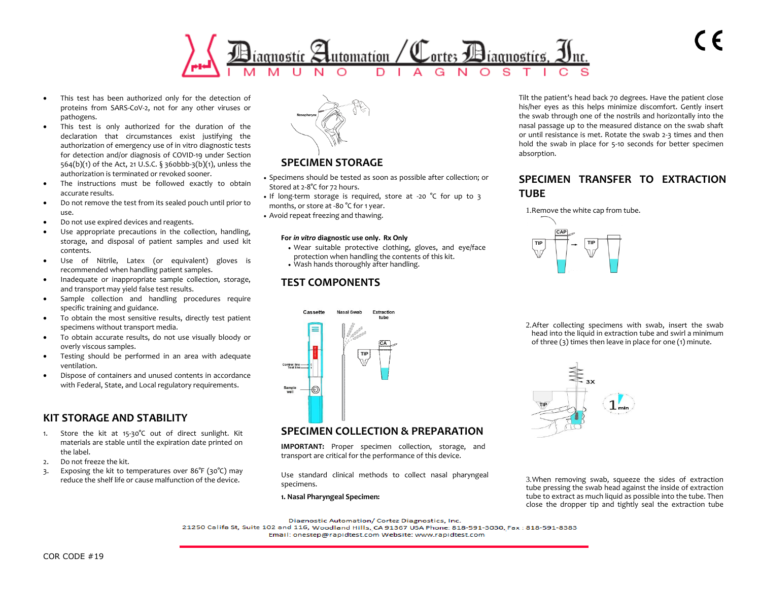- This test has been authorized only for the detection of proteins from SARS-CoV-2, not for any other viruses or pathogens.
- This test is only authorized for the duration of the declaration that circumstances exist justifying the authorization of emergency use of in vitro diagnostic tests for detection and/or diagnosis of COVID-19 under Section 564(b)(1) of the Act, 21 U.S.C. § 360bbb-3(b)(1), unless the authorization is terminated or revoked sooner.
- The instructions must be followed exactly to obtain accurate results.
- Do not remove the test from its sealed pouch until prior to use.
- Do not use expired devices and reagents.
- Use appropriate precautions in the collection, handling, storage, and disposal of patient samples and used kit contents.
- Use of Nitrile, Latex (or equivalent) gloves is recommended when handling patient samples.
- Inadequate or inappropriate sample collection, storage, and transport may yield false test results.
- Sample collection and handling procedures require specific training and guidance.
- To obtain the most sensitive results, directly test patient specimens without transport media.
- To obtain accurate results, do not use visually bloody or overly viscous samples.
- Testing should be performed in an area with adequate ventilation.
- Dispose of containers and unused contents in accordance with Federal, State, and Local regulatory requirements.

## KIT STORAGE AND STABILITY

1. Store the kit at 15-30℃ out of direct sunlight. Kit materials are stable until the expiration date printed on the label.
2. Do not freeze the kit.
3. Exposing the kit to temperatures over 86℉ (30℃) may reduce the shelf life or cause malfunction of the device.

Nasopharynx

## SPECIMEN STORAGE

- Specimens should be tested as soon as possible after collection; or Stored at 2-8℃ for 72 hours.
- If long-term storage is required, store at -20 ℃ for up to 3 months, or store at -80 ℃ for 1 year.
- Avoid repeat freezing and thawing.

**For *in vitro* diagnostic use only. Rx Only**

- Wear suitable protective clothing, gloves, and eye/face protection when handling the contents of this kit.
- Wash hands thoroughly after handling.

## TEST COMPONENTS

Cassette | Nasal Swab | Extraction tube

Control line, Test line, Sample well, TIP, CAP

## SPECIMEN COLLECTION & PREPARATION

**IMPORTANT:** Proper specimen collection, storage, and transport are critical for the performance of this device.

Use standard clinical methods to collect nasal pharyngeal specimens.

**1. Nasal Pharyngeal Specimen:**

Tilt the patient's head back 70 degrees. Have the patient close his/her eyes as this helps minimize discomfort. Gently insert the swab through one of the nostrils and horizontally into the nasal passage up to the measured distance on the swab shaft or until resistance is met. Rotate the swab 2-3 times and then hold the swab in place for 5-10 seconds for better specimen absorption.

## SPECIMEN TRANSFER TO EXTRACTION TUBE

1.Remove the white cap from tube.

2.After collecting specimens with swab, insert the swab head into the liquid in extraction tube and swirl a minimum of three (3) times then leave in place for one (1) minute.

3X | 1 min

3.When removing swab, squeeze the sides of extraction tube pressing the swab head against the inside of extraction tube to extract as much liquid as possible into the tube. Then close the dropper tip and tightly seal the extraction tube

Diagnostic Automation/ Cortez Diagnostics, Inc.
21250 Califa St, Suite 102 and 116, Woodland Hills, CA 91367 USA Phone: 818-591-3030, Fax : 818-591-8383
Email: onestep@rapidtest.com Website: www.rapidtest.com

COR CODE #19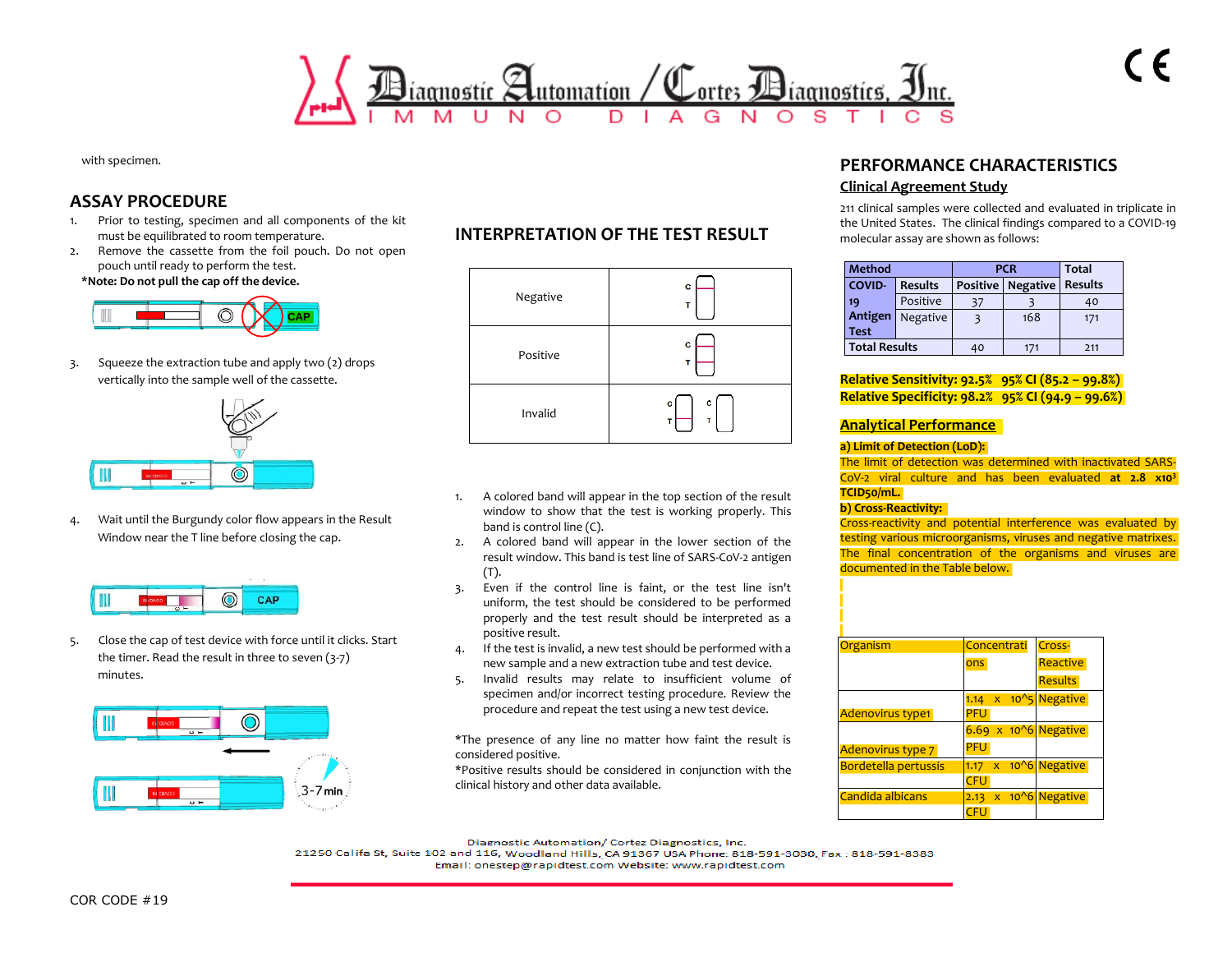with specimen.

## ASSAY PROCEDURE

1. Prior to testing, specimen and all components of the kit must be equilibrated to room temperature.
2. Remove the cassette from the foil pouch. Do not open pouch until ready to perform the test.

**\*Note: Do not pull the cap off the device.**

3. Squeeze the extraction tube and apply two (2) drops vertically into the sample well of the cassette.
4. Wait until the Burgundy color flow appears in the Result Window near the T line before closing the cap.
5. Close the cap of test device with force until it clicks. Start the timer. Read the result in three to seven (3-7) minutes.

## INTERPRETATION OF THE TEST RESULT

| Result | |
|---|---|
| Negative | |
| Positive | |
| Invalid | |

1. A colored band will appear in the top section of the result window to show that the test is working properly. This band is control line (C).
2. A colored band will appear in the lower section of the result window. This band is test line of SARS-CoV-2 antigen (T).
3. Even if the control line is faint, or the test line isn't uniform, the test should be considered to be performed properly and the test result should be interpreted as a positive result.
4. If the test is invalid, a new test should be performed with a new sample and a new extraction tube and test device.
5. Invalid results may relate to insufficient volume of specimen and/or incorrect testing procedure. Review the procedure and repeat the test using a new test device.

\*The presence of any line no matter how faint the result is considered positive.
\*Positive results should be considered in conjunction with the clinical history and other data available.

## PERFORMANCE CHARACTERISTICS

### Clinical Agreement Study

211 clinical samples were collected and evaluated in triplicate in the United States. The clinical findings compared to a COVID-19 molecular assay are shown as follows:

| Method | | PCR | | Total |
|---|---|---|---|---|
| COVID-19 Antigen Test | Results | Positive | Negative | Results |
| | Positive | 37 | 3 | 40 |
| | Negative | 3 | 168 | 171 |
| Total Results | | 40 | 171 | 211 |

**Relative Sensitivity: 92.5% 95% CI (85.2 – 99.8%)**
**Relative Specificity: 98.2% 95% CI (94.9 – 99.6%)**

### Analytical Performance

**a) Limit of Detection (LoD):**

The limit of detection was determined with inactivated SARS-CoV-2 viral culture and has been evaluated **at 2.8 x10³ TCID50/mL.**

**b) Cross-Reactivity:**

Cross-reactivity and potential interference was evaluated by testing various microorganisms, viruses and negative matrixes. The final concentration of the organisms and viruses are documented in the Table below.

| Organism | Concentrations | Cross-Reactive Results |
|---|---|---|
| Adenovirus type1 | 1.14 x 10^5 PFU | Negative |
| Adenovirus type 7 | 6.69 x 10^6 PFU | Negative |
| Bordetella pertussis | 1.17 x 10^6 CFU | Negative |
| Candida albicans | 2.13 x 10^6 CFU | Negative |

Diagnostic Automation/ Cortez Diagnostics, Inc.
21250 Califa St, Suite 102 and 116, Woodland Hills, CA 91367 USA Phone: 818-591-3030, Fax : 818-591-8383
Email: onestep@rapidtest.com Website: www.rapidtest.com

COR CODE #19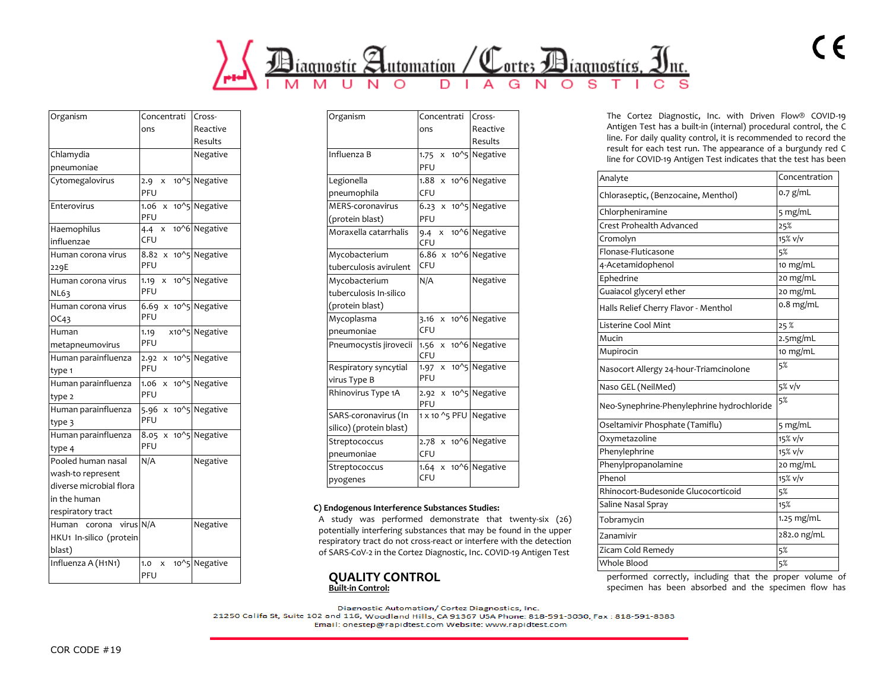| Organism | Concentrations | Cross-Reactive Results |
|---|---|---|
| Chlamydia pneumoniae | | Negative |
| Cytomegalovirus | 2.9 x 10^5 PFU | Negative |
| Enterovirus | 1.06 x 10^5 PFU | Negative |
| Haemophilus influenzae | 4.4 x 10^6 CFU | Negative |
| Human corona virus 229E | 8.82 x 10^5 PFU | Negative |
| Human corona virus NL63 | 1.19 x 10^5 PFU | Negative |
| Human corona virus OC43 | 6.69 x 10^5 PFU | Negative |
| Human metapneumovirus | 1.19 x10^5 PFU | Negative |
| Human parainfluenza type 1 | 2.92 x 10^5 PFU | Negative |
| Human parainfluenza type 2 | 1.06 x 10^5 PFU | Negative |
| Human parainfluenza type 3 | 5.96 x 10^5 PFU | Negative |
| Human parainfluenza type 4 | 8.05 x 10^5 PFU | Negative |
| Pooled human nasal wash-to represent diverse microbial flora in the human respiratory tract | N/A | Negative |
| Human corona virus HKU1 In-silico (protein blast) | N/A | Negative |
| Influenza A (H1N1) | 1.0 x 10^5 PFU | Negative |
| Influenza B | 1.75 x 10^5 PFU | Negative |
| Legionella pneumophila | 1.88 x 10^6 CFU | Negative |
| MERS-coronavirus (protein blast) | 6.23 x 10^5 PFU | Negative |
| Moraxella catarrhalis | 9.4 x 10^6 CFU | Negative |
| Mycobacterium tuberculosis avirulent | 6.86 x 10^6 CFU | Negative |
| Mycobacterium tuberculosis In-silico (protein blast) | N/A | Negative |
| Mycoplasma pneumoniae | 3.16 x 10^6 CFU | Negative |
| Pneumocystis jirovecii | 1.56 x 10^6 CFU | Negative |
| Respiratory syncytial virus Type B | 1.97 x 10^5 PFU | Negative |
| Rhinovirus Type 1A | 2.92 x 10^5 PFU | Negative |
| SARS-coronavirus (In silico) (protein blast) | 1 x 10 ^5 PFU | Negative |
| Streptococcus pneumoniae | 2.78 x 10^6 CFU | Negative |
| Streptococcus pyogenes | 1.64 x 10^6 CFU | Negative |

**C) Endogenous Interference Substances Studies:**

A study was performed demonstrate that twenty-six (26) potentially interfering substances that may be found in the upper respiratory tract do not cross-react or interfere with the detection of SARS-CoV-2 in the Cortez Diagnostic, Inc. COVID-19 Antigen Test

| Analyte | Concentration |
|---|---|
| Chloraseptic, (Benzocaine, Menthol) | 0.7 g/mL |
| Chlorpheniramine | 5 mg/mL |
| Crest Prohealth Advanced | 25% |
| Cromolyn | 15% v/v |
| Flonase-Fluticasone | 5% |
| 4-Acetamidophenol | 10 mg/mL |
| Ephedrine | 20 mg/mL |
| Guaiacol glyceryl ether | 20 mg/mL |
| Halls Relief Cherry Flavor - Menthol | 0.8 mg/mL |
| Listerine Cool Mint | 25 % |
| Mucin | 2.5mg/mL |
| Mupirocin | 10 mg/mL |
| Nasocort Allergy 24-hour-Triamcinolone | 5% |
| Naso GEL (NeilMed) | 5% v/v |
| Neo-Synephrine-Phenylephrine hydrochloride | 5% |
| Oseltamivir Phosphate (Tamiflu) | 5 mg/mL |
| Oxymetazoline | 15% v/v |
| Phenylephrine | 15% v/v |
| Phenylpropanolamine | 20 mg/mL |
| Phenol | 15% v/v |
| Rhinocort-Budesonide Glucocorticoid | 5% |
| Saline Nasal Spray | 15% |
| Tobramycin | 1.25 mg/mL |
| Zanamivir | 282.0 ng/mL |
| Zicam Cold Remedy | 5% |
| Whole Blood | 5% |

## QUALITY CONTROL

**Built-in Control:**

The Cortez Diagnostic, Inc. with Driven Flow® COVID-19 Antigen Test has a built-in (internal) procedural control, the C line. For daily quality control, it is recommended to record the result for each test run. The appearance of a burgundy red C line for COVID-19 Antigen Test indicates that the test has been performed correctly, including that the proper volume of specimen has been absorbed and the specimen flow has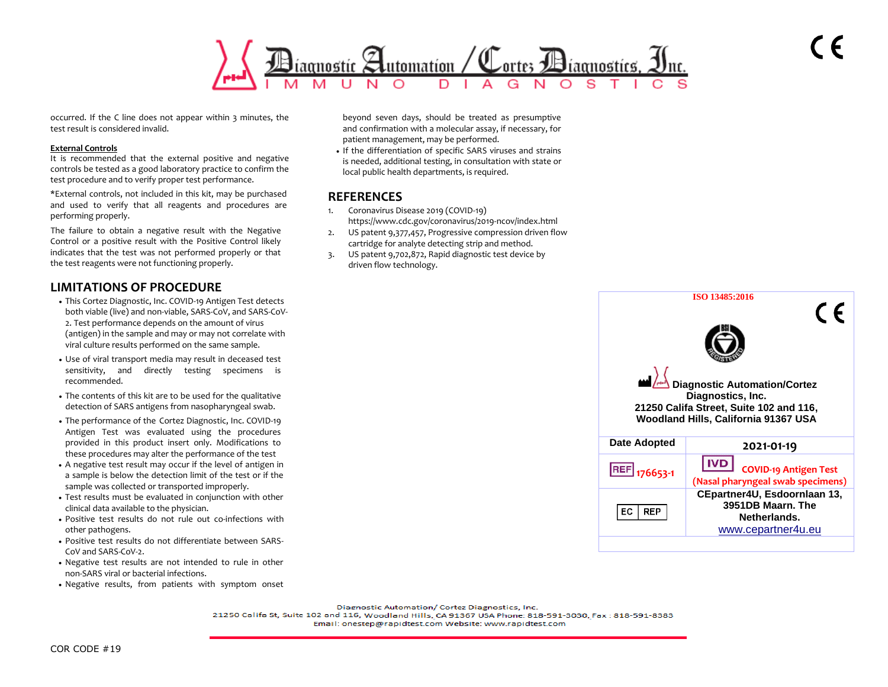occurred. If the C line does not appear within 3 minutes, the test result is considered invalid.

**External Controls**

It is recommended that the external positive and negative controls be tested as a good laboratory practice to confirm the test procedure and to verify proper test performance.

*External controls, not included in this kit, may be purchased and used to verify that all reagents and procedures are performing properly.

The failure to obtain a negative result with the Negative Control or a positive result with the Positive Control likely indicates that the test was not performed properly or that the test reagents were not functioning properly.

## LIMITATIONS OF PROCEDURE

- This Cortez Diagnostic, Inc. COVID-19 Antigen Test detects both viable (live) and non-viable, SARS-CoV, and SARS-CoV-2. Test performance depends on the amount of virus (antigen) in the sample and may or may not correlate with viral culture results performed on the same sample.
- Use of viral transport media may result in deceased test sensitivity, and directly testing specimens is recommended.
- The contents of this kit are to be used for the qualitative detection of SARS antigens from nasopharyngeal swab.
- The performance of the Cortez Diagnostic, Inc. COVID-19 Antigen Test was evaluated using the procedures provided in this product insert only. Modifications to these procedures may alter the performance of the test
- A negative test result may occur if the level of antigen in a sample is below the detection limit of the test or if the sample was collected or transported improperly.
- Test results must be evaluated in conjunction with other clinical data available to the physician.
- Positive test results do not rule out co-infections with other pathogens.
- Positive test results do not differentiate between SARS-CoV and SARS-CoV-2.
- Negative test results are not intended to rule in other non-SARS viral or bacterial infections.
- Negative results, from patients with symptom onset beyond seven days, should be treated as presumptive and confirmation with a molecular assay, if necessary, for patient management, may be performed.
- If the differentiation of specific SARS viruses and strains is needed, additional testing, in consultation with state or local public health departments, is required.

## REFERENCES

1. Coronavirus Disease 2019 (COVID-19) https://www.cdc.gov/coronavirus/2019-ncov/index.html
2. US patent 9,377,457, Progressive compression driven flow cartridge for analyte detecting strip and method.
3. US patent 9,702,872, Rapid diagnostic test device by driven flow technology.

ISO 13485:2016

Diagnostic Automation/Cortez Diagnostics, Inc.
21250 Califa Street, Suite 102 and 116,
Woodland Hills, California 91367 USA

| | |
|---|---|
| Date Adopted | 2021-01-19 |
| REF 176653-1 | IVD COVID-19 Antigen Test (Nasal pharyngeal swab specimens) |
| EC REP | CEpartner4U, Esdoornlaan 13, 3951DB Maarn. The Netherlands. www.cepartner4u.eu |

Diagnostic Automation/ Cortez Diagnostics, Inc.
21250 Califa St, Suite 102 and 116, Woodland Hills, CA 91367 USA Phone: 818-591-3030, Fax : 818-591-8383
Email: onestep@rapidtest.com Website: www.rapidtest.com

COR CODE #19